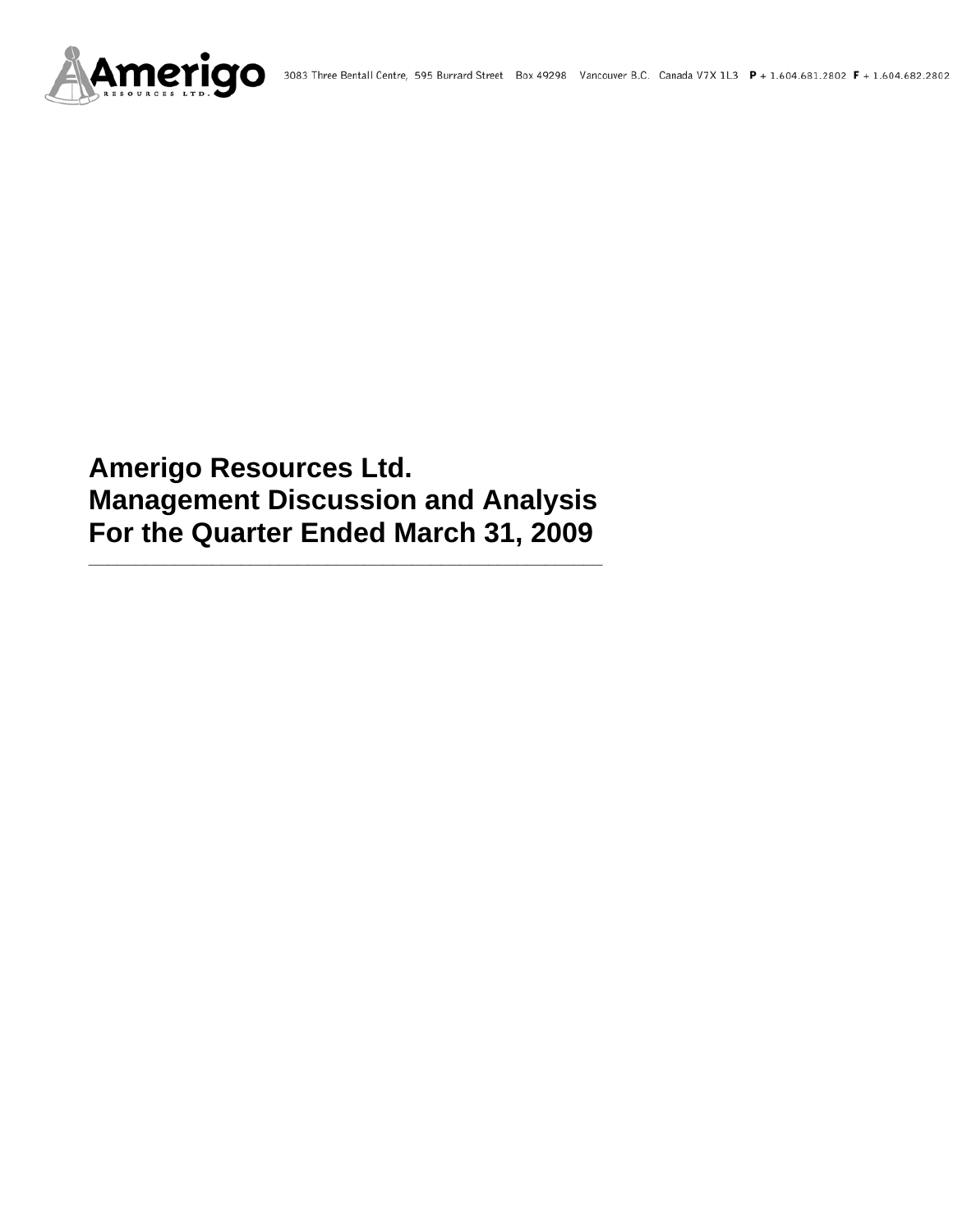Amerigo RESOURCES LTD. 3083 Three Bentall Centre, 595 Burrard Street Box 49298 Vancouver B.C. Canada V7X 1L3 **P** + 1.604.681.2802 **F** + 1.604.682.2802

# Amerigo Resources Ltd.
# Management Discussion and Analysis
# For the Quarter Ended March 31, 2009

---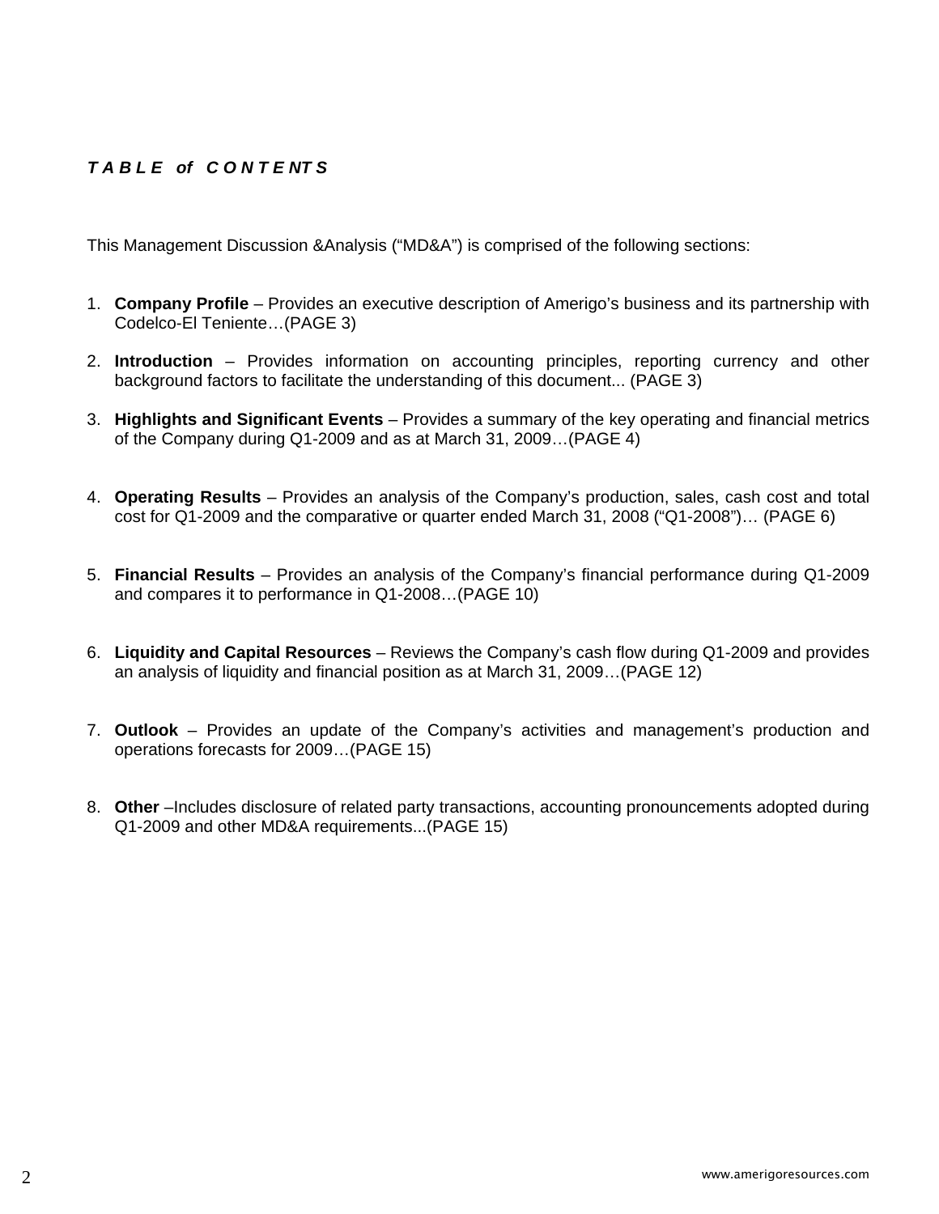***TABLE of CONTENTS***

This Management Discussion &Analysis ("MD&A") is comprised of the following sections:

1. **Company Profile** – Provides an executive description of Amerigo's business and its partnership with Codelco-El Teniente…(PAGE 3)

2. **Introduction** – Provides information on accounting principles, reporting currency and other background factors to facilitate the understanding of this document... (PAGE 3)

3. **Highlights and Significant Events** – Provides a summary of the key operating and financial metrics of the Company during Q1-2009 and as at March 31, 2009…(PAGE 4)

4. **Operating Results** – Provides an analysis of the Company's production, sales, cash cost and total cost for Q1-2009 and the comparative or quarter ended March 31, 2008 ("Q1-2008")… (PAGE 6)

5. **Financial Results** – Provides an analysis of the Company's financial performance during Q1-2009 and compares it to performance in Q1-2008…(PAGE 10)

6. **Liquidity and Capital Resources** – Reviews the Company's cash flow during Q1-2009 and provides an analysis of liquidity and financial position as at March 31, 2009…(PAGE 12)

7. **Outlook** – Provides an update of the Company's activities and management's production and operations forecasts for 2009…(PAGE 15)

8. **Other** –Includes disclosure of related party transactions, accounting pronouncements adopted during Q1-2009 and other MD&A requirements...(PAGE 15)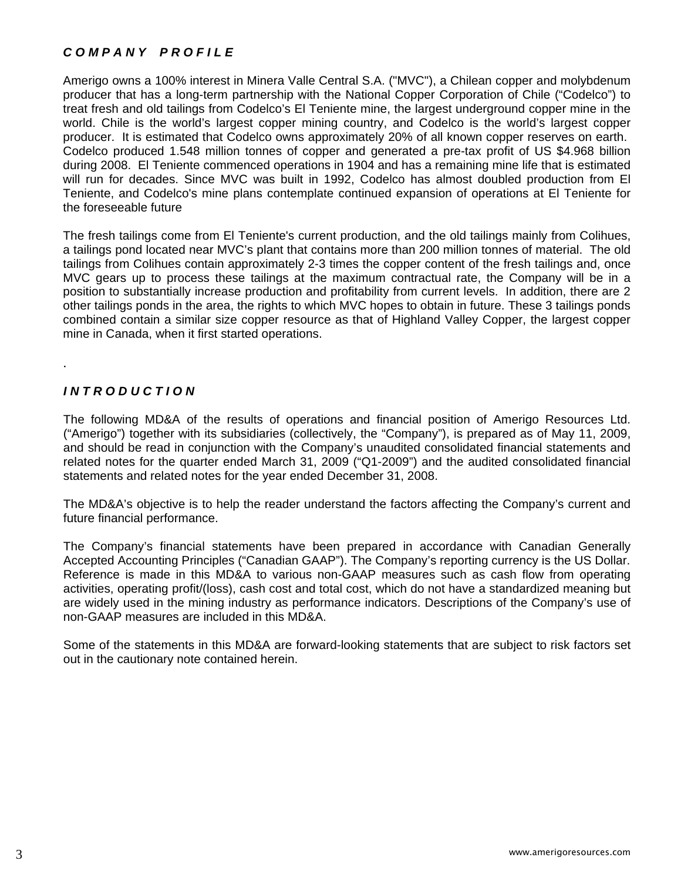## *COMPANY PROFILE*

Amerigo owns a 100% interest in Minera Valle Central S.A. ("MVC"), a Chilean copper and molybdenum producer that has a long-term partnership with the National Copper Corporation of Chile ("Codelco") to treat fresh and old tailings from Codelco's El Teniente mine, the largest underground copper mine in the world. Chile is the world's largest copper mining country, and Codelco is the world's largest copper producer. It is estimated that Codelco owns approximately 20% of all known copper reserves on earth. Codelco produced 1.548 million tonnes of copper and generated a pre-tax profit of US $4.968 billion during 2008. El Teniente commenced operations in 1904 and has a remaining mine life that is estimated will run for decades. Since MVC was built in 1992, Codelco has almost doubled production from El Teniente, and Codelco's mine plans contemplate continued expansion of operations at El Teniente for the foreseeable future

The fresh tailings come from El Teniente's current production, and the old tailings mainly from Colihues, a tailings pond located near MVC's plant that contains more than 200 million tonnes of material. The old tailings from Colihues contain approximately 2-3 times the copper content of the fresh tailings and, once MVC gears up to process these tailings at the maximum contractual rate, the Company will be in a position to substantially increase production and profitability from current levels. In addition, there are 2 other tailings ponds in the area, the rights to which MVC hopes to obtain in future. These 3 tailings ponds combined contain a similar size copper resource as that of Highland Valley Copper, the largest copper mine in Canada, when it first started operations.

.

## *INTRODUCTION*

The following MD&A of the results of operations and financial position of Amerigo Resources Ltd. ("Amerigo") together with its subsidiaries (collectively, the "Company"), is prepared as of May 11, 2009, and should be read in conjunction with the Company's unaudited consolidated financial statements and related notes for the quarter ended March 31, 2009 ("Q1-2009") and the audited consolidated financial statements and related notes for the year ended December 31, 2008.

The MD&A's objective is to help the reader understand the factors affecting the Company's current and future financial performance.

The Company's financial statements have been prepared in accordance with Canadian Generally Accepted Accounting Principles ("Canadian GAAP"). The Company's reporting currency is the US Dollar. Reference is made in this MD&A to various non-GAAP measures such as cash flow from operating activities, operating profit/(loss), cash cost and total cost, which do not have a standardized meaning but are widely used in the mining industry as performance indicators. Descriptions of the Company's use of non-GAAP measures are included in this MD&A.

Some of the statements in this MD&A are forward-looking statements that are subject to risk factors set out in the cautionary note contained herein.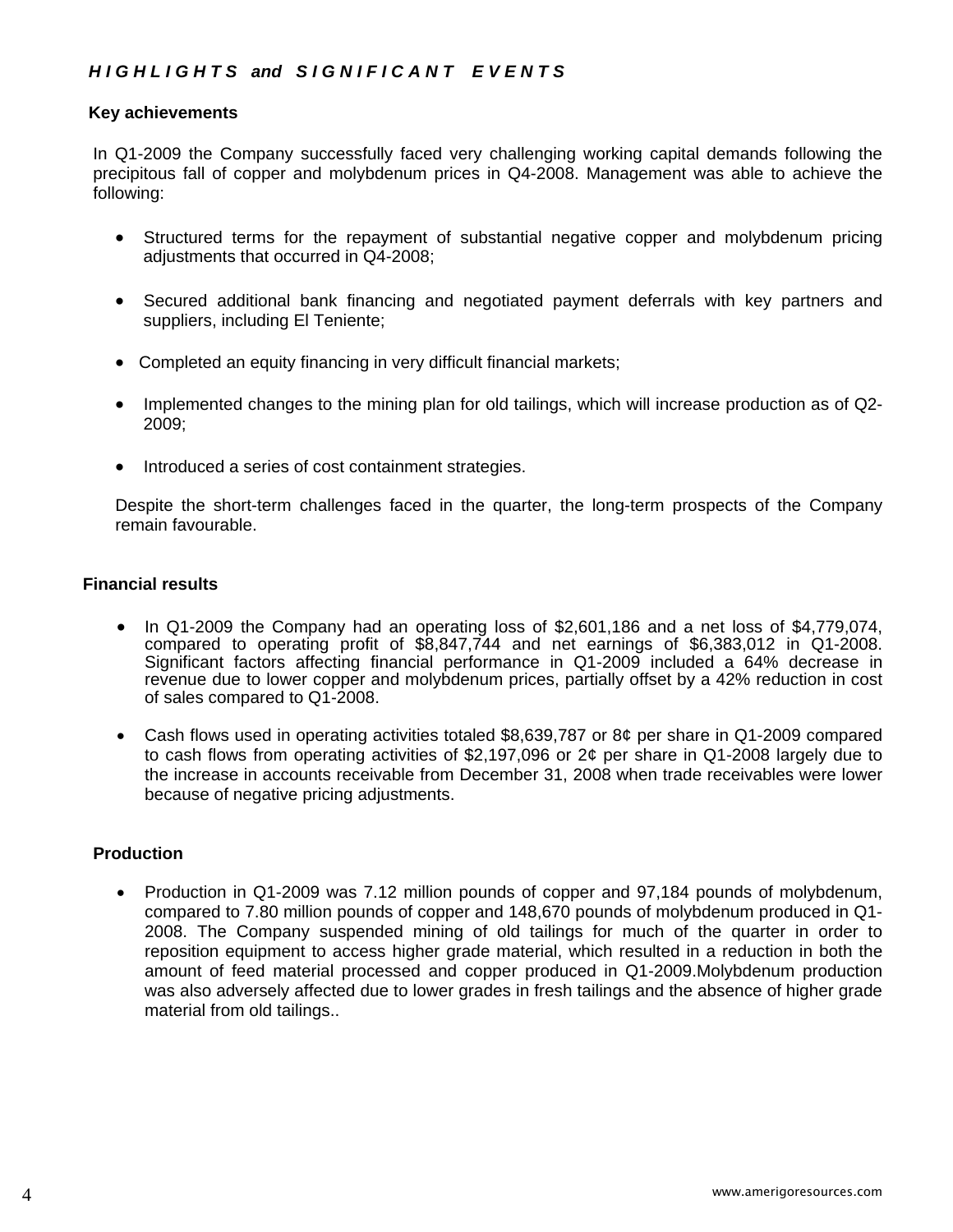## *HIGHLIGHTS and SIGNIFICANT EVENTS*

### Key achievements

In Q1-2009 the Company successfully faced very challenging working capital demands following the precipitous fall of copper and molybdenum prices in Q4-2008. Management was able to achieve the following:

- Structured terms for the repayment of substantial negative copper and molybdenum pricing adjustments that occurred in Q4-2008;
- Secured additional bank financing and negotiated payment deferrals with key partners and suppliers, including El Teniente;
- Completed an equity financing in very difficult financial markets;
- Implemented changes to the mining plan for old tailings, which will increase production as of Q2-2009;
- Introduced a series of cost containment strategies.

Despite the short-term challenges faced in the quarter, the long-term prospects of the Company remain favourable.

### Financial results

- In Q1-2009 the Company had an operating loss of $2,601,186 and a net loss of $4,779,074, compared to operating profit of $8,847,744 and net earnings of $6,383,012 in Q1-2008. Significant factors affecting financial performance in Q1-2009 included a 64% decrease in revenue due to lower copper and molybdenum prices, partially offset by a 42% reduction in cost of sales compared to Q1-2008.
- Cash flows used in operating activities totaled $8,639,787 or 8¢ per share in Q1-2009 compared to cash flows from operating activities of $2,197,096 or 2¢ per share in Q1-2008 largely due to the increase in accounts receivable from December 31, 2008 when trade receivables were lower because of negative pricing adjustments.

### Production

- Production in Q1-2009 was 7.12 million pounds of copper and 97,184 pounds of molybdenum, compared to 7.80 million pounds of copper and 148,670 pounds of molybdenum produced in Q1-2008. The Company suspended mining of old tailings for much of the quarter in order to reposition equipment to access higher grade material, which resulted in a reduction in both the amount of feed material processed and copper produced in Q1-2009.Molybdenum production was also adversely affected due to lower grades in fresh tailings and the absence of higher grade material from old tailings..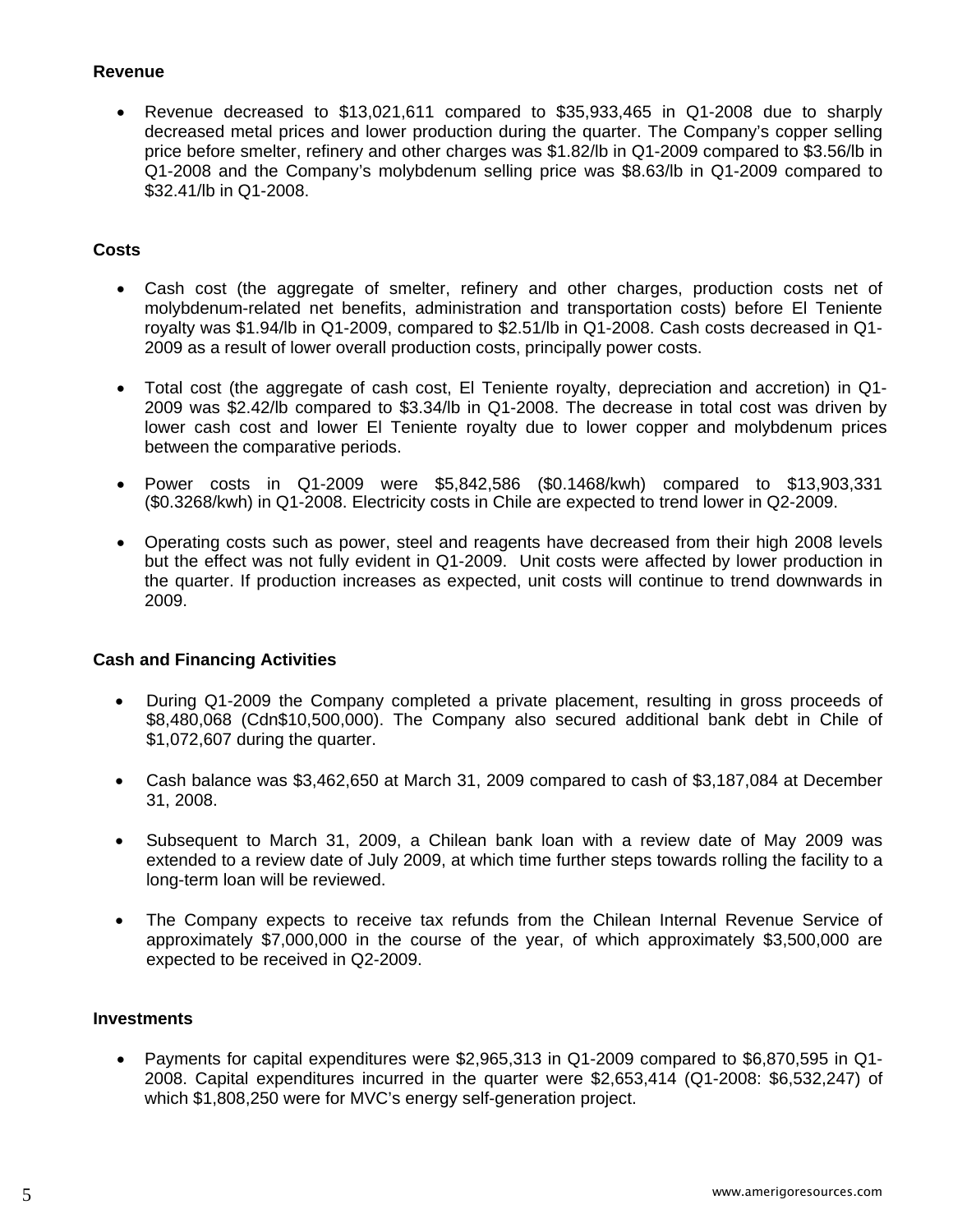**Revenue**

- Revenue decreased to $13,021,611 compared to $35,933,465 in Q1-2008 due to sharply decreased metal prices and lower production during the quarter. The Company's copper selling price before smelter, refinery and other charges was $1.82/lb in Q1-2009 compared to $3.56/lb in Q1-2008 and the Company's molybdenum selling price was $8.63/lb in Q1-2009 compared to $32.41/lb in Q1-2008.

**Costs**

- Cash cost (the aggregate of smelter, refinery and other charges, production costs net of molybdenum-related net benefits, administration and transportation costs) before El Teniente royalty was $1.94/lb in Q1-2009, compared to $2.51/lb in Q1-2008. Cash costs decreased in Q1-2009 as a result of lower overall production costs, principally power costs.

- Total cost (the aggregate of cash cost, El Teniente royalty, depreciation and accretion) in Q1-2009 was $2.42/lb compared to $3.34/lb in Q1-2008. The decrease in total cost was driven by lower cash cost and lower El Teniente royalty due to lower copper and molybdenum prices between the comparative periods.

- Power costs in Q1-2009 were $5,842,586 ($0.1468/kwh) compared to $13,903,331 ($0.3268/kwh) in Q1-2008. Electricity costs in Chile are expected to trend lower in Q2-2009.

- Operating costs such as power, steel and reagents have decreased from their high 2008 levels but the effect was not fully evident in Q1-2009. Unit costs were affected by lower production in the quarter. If production increases as expected, unit costs will continue to trend downwards in 2009.

**Cash and Financing Activities**

- During Q1-2009 the Company completed a private placement, resulting in gross proceeds of $8,480,068 (Cdn$10,500,000). The Company also secured additional bank debt in Chile of $1,072,607 during the quarter.

- Cash balance was $3,462,650 at March 31, 2009 compared to cash of $3,187,084 at December 31, 2008.

- Subsequent to March 31, 2009, a Chilean bank loan with a review date of May 2009 was extended to a review date of July 2009, at which time further steps towards rolling the facility to a long-term loan will be reviewed.

- The Company expects to receive tax refunds from the Chilean Internal Revenue Service of approximately $7,000,000 in the course of the year, of which approximately $3,500,000 are expected to be received in Q2-2009.

**Investments**

- Payments for capital expenditures were $2,965,313 in Q1-2009 compared to $6,870,595 in Q1-2008. Capital expenditures incurred in the quarter were $2,653,414 (Q1-2008: $6,532,247) of which $1,808,250 were for MVC's energy self-generation project.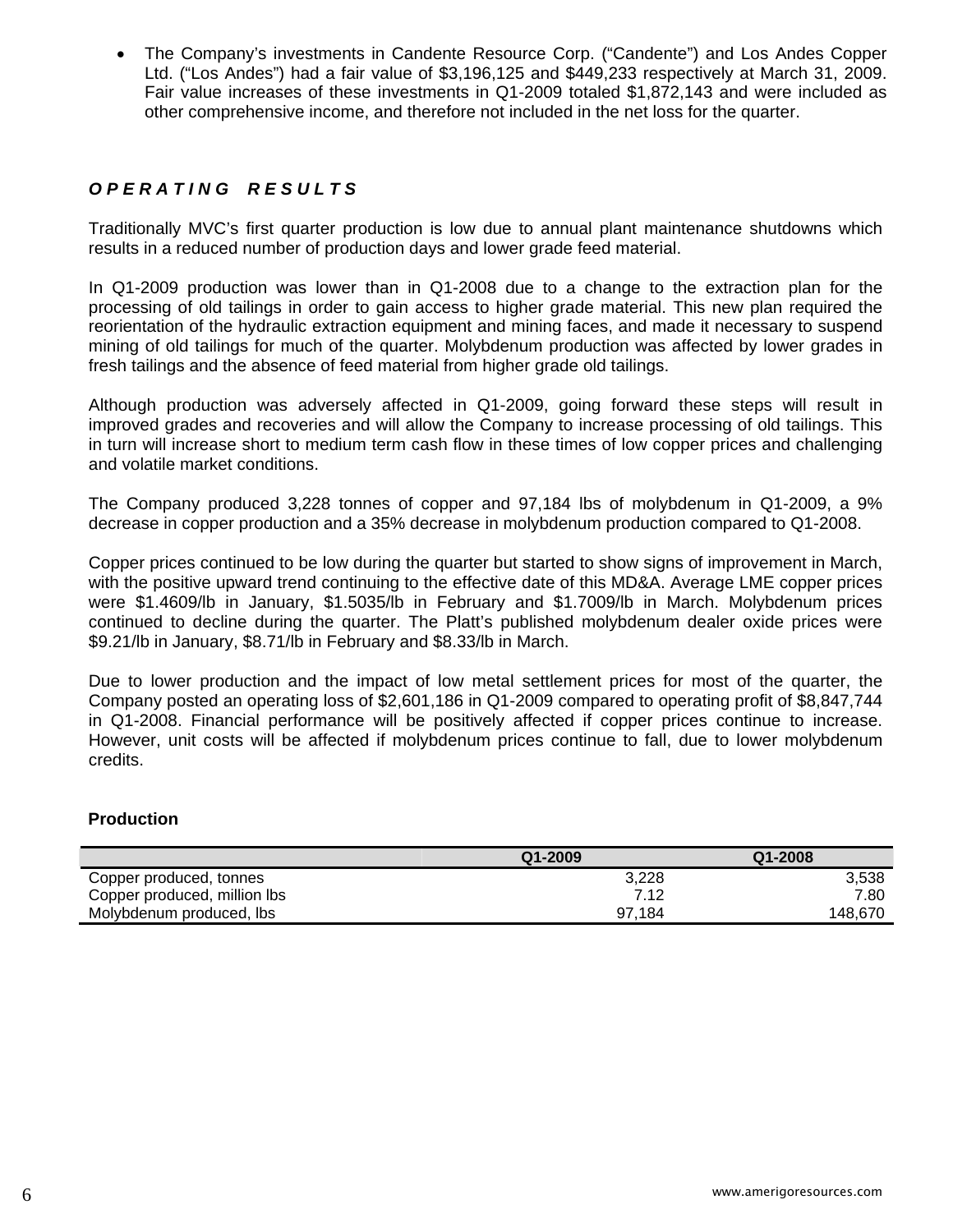- The Company's investments in Candente Resource Corp. ("Candente") and Los Andes Copper Ltd. ("Los Andes") had a fair value of $3,196,125 and $449,233 respectively at March 31, 2009. Fair value increases of these investments in Q1-2009 totaled $1,872,143 and were included as other comprehensive income, and therefore not included in the net loss for the quarter.

## *OPERATING RESULTS*

Traditionally MVC's first quarter production is low due to annual plant maintenance shutdowns which results in a reduced number of production days and lower grade feed material.

In Q1-2009 production was lower than in Q1-2008 due to a change to the extraction plan for the processing of old tailings in order to gain access to higher grade material. This new plan required the reorientation of the hydraulic extraction equipment and mining faces, and made it necessary to suspend mining of old tailings for much of the quarter. Molybdenum production was affected by lower grades in fresh tailings and the absence of feed material from higher grade old tailings.

Although production was adversely affected in Q1-2009, going forward these steps will result in improved grades and recoveries and will allow the Company to increase processing of old tailings. This in turn will increase short to medium term cash flow in these times of low copper prices and challenging and volatile market conditions.

The Company produced 3,228 tonnes of copper and 97,184 lbs of molybdenum in Q1-2009, a 9% decrease in copper production and a 35% decrease in molybdenum production compared to Q1-2008.

Copper prices continued to be low during the quarter but started to show signs of improvement in March, with the positive upward trend continuing to the effective date of this MD&A. Average LME copper prices were $1.4609/lb in January, $1.5035/lb in February and $1.7009/lb in March. Molybdenum prices continued to decline during the quarter. The Platt's published molybdenum dealer oxide prices were $9.21/lb in January, $8.71/lb in February and $8.33/lb in March.

Due to lower production and the impact of low metal settlement prices for most of the quarter, the Company posted an operating loss of $2,601,186 in Q1-2009 compared to operating profit of $8,847,744 in Q1-2008. Financial performance will be positively affected if copper prices continue to increase. However, unit costs will be affected if molybdenum prices continue to fall, due to lower molybdenum credits.

### Production

| | Q1-2009 | Q1-2008 |
|---|---|---|
| Copper produced, tonnes | 3,228 | 3,538 |
| Copper produced, million lbs | 7.12 | 7.80 |
| Molybdenum produced, lbs | 97,184 | 148,670 |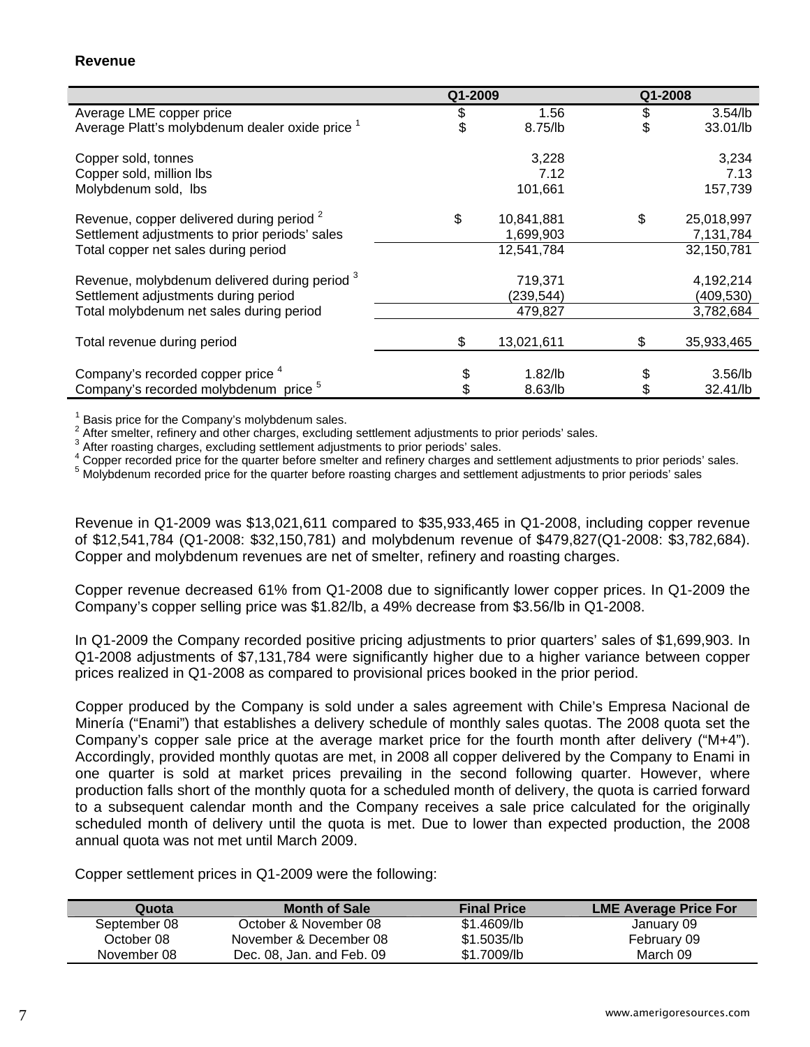**Revenue**

| | Q1-2009 | Q1-2008 |
|---|---|---|
| Average LME copper price | $ 1.56 | $ 3.54/lb |
| Average Platt's molybdenum dealer oxide price [1] | $ 8.75/lb | $ 33.01/lb |
| | | |
| Copper sold, tonnes | 3,228 | 3,234 |
| Copper sold, million lbs | 7.12 | 7.13 |
| Molybdenum sold, lbs | 101,661 | 157,739 |
| | | |
| Revenue, copper delivered during period [2] | $ 10,841,881 | $ 25,018,997 |
| Settlement adjustments to prior periods' sales | 1,699,903 | 7,131,784 |
| Total copper net sales during period | 12,541,784 | 32,150,781 |
| | | |
| Revenue, molybdenum delivered during period [3] | 719,371 | 4,192,214 |
| Settlement adjustments during period | (239,544) | (409,530) |
| Total molybdenum net sales during period | 479,827 | 3,782,684 |
| | | |
| Total revenue during period | $ 13,021,611 | $ 35,933,465 |
| | | |
| Company's recorded copper price [4] | $ 1.82/lb | $ 3.56/lb |
| Company's recorded molybdenum price [5] | $ 8.63/lb | $ 32.41/lb |

[1] Basis price for the Company's molybdenum sales.
[2] After smelter, refinery and other charges, excluding settlement adjustments to prior periods' sales.
[3] After roasting charges, excluding settlement adjustments to prior periods' sales.
[4] Copper recorded price for the quarter before smelter and refinery charges and settlement adjustments to prior periods' sales.
[5] Molybdenum recorded price for the quarter before roasting charges and settlement adjustments to prior periods' sales

Revenue in Q1-2009 was $13,021,611 compared to $35,933,465 in Q1-2008, including copper revenue of $12,541,784 (Q1-2008: 32,150,781) and molybdenum revenue of $479,827(Q1-2008: $3,782,684). Copper and molybdenum revenues are net of smelter, refinery and roasting charges.

Copper revenue decreased 61% from Q1-2008 due to significantly lower copper prices. In Q1-2009 the Company's copper selling price was $1.82/lb, a 49% decrease from $3.56/lb in Q1-2008.

In Q1-2009 the Company recorded positive pricing adjustments to prior quarters' sales of $1,699,903. In Q1-2008 adjustments of $7,131,784 were significantly higher due to a higher variance between copper prices realized in Q1-2008 as compared to provisional prices booked in the prior period.

Copper produced by the Company is sold under a sales agreement with Chile's Empresa Nacional de Minería ("Enami") that establishes a delivery schedule of monthly sales quotas. The 2008 quota set the Company's copper sale price at the average market price for the fourth month after delivery ("M+4"). Accordingly, provided monthly quotas are met, in 2008 all copper delivered by the Company to Enami in one quarter is sold at market prices prevailing in the second following quarter. However, where production falls short of the monthly quota for a scheduled month of delivery, the quota is carried forward to a subsequent calendar month and the Company receives a sale price calculated for the originally scheduled month of delivery until the quota is met. Due to lower than expected production, the 2008 annual quota was not met until March 2009.

Copper settlement prices in Q1-2009 were the following:

| Quota | Month of Sale | Final Price | LME Average Price For |
|---|---|---|---|
| September 08 | October & November 08 | $1.4609/lb | January 09 |
| October 08 | November & December 08 | $1.5035/lb | February 09 |
| November 08 | Dec. 08, Jan. and Feb. 09 | $1.7009/lb | March 09 |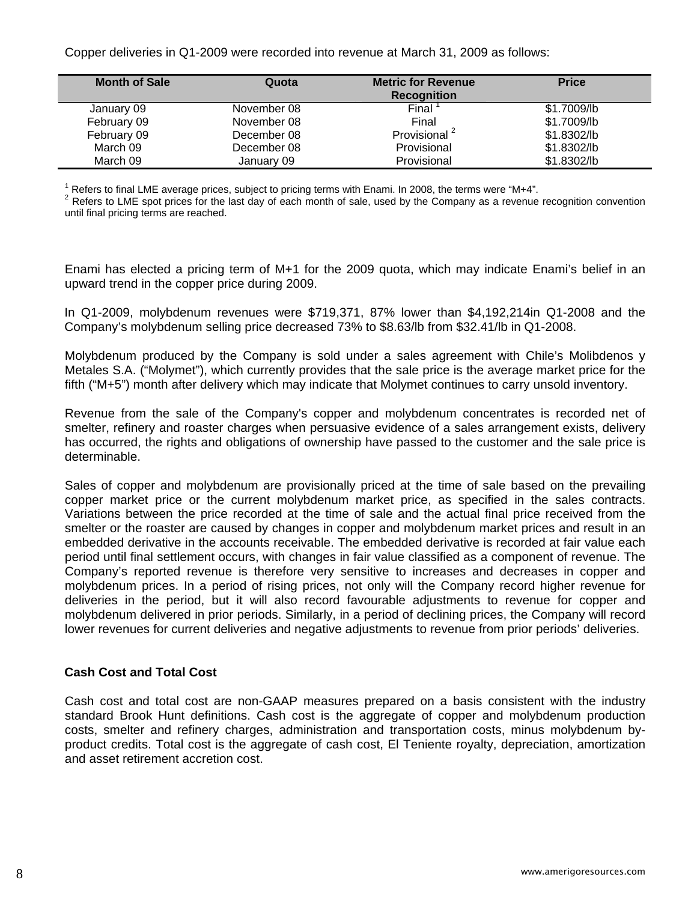Copper deliveries in Q1-2009 were recorded into revenue at March 31, 2009 as follows:

| Month of Sale | Quota | Metric for Revenue Recognition | Price |
|---|---|---|---|
| January 09 | November 08 | Final [1] | $1.7009/lb |
| February 09 | November 08 | Final | $1.7009/lb |
| February 09 | December 08 | Provisional [2] | $1.8302/lb |
| March 09 | December 08 | Provisional | $1.8302/lb |
| March 09 | January 09 | Provisional | $1.8302/lb |

[1] Refers to final LME average prices, subject to pricing terms with Enami. In 2008, the terms were "M+4".
[2] Refers to LME spot prices for the last day of each month of sale, used by the Company as a revenue recognition convention until final pricing terms are reached.

Enami has elected a pricing term of M+1 for the 2009 quota, which may indicate Enami's belief in an upward trend in the copper price during 2009.

In Q1-2009, molybdenum revenues were $719,371, 87% lower than $4,192,214in Q1-2008 and the Company's molybdenum selling price decreased 73% to $8.63/lb from $32.41/lb in Q1-2008.

Molybdenum produced by the Company is sold under a sales agreement with Chile's Molibdenos y Metales S.A. ("Molymet"), which currently provides that the sale price is the average market price for the fifth ("M+5") month after delivery which may indicate that Molymet continues to carry unsold inventory.

Revenue from the sale of the Company's copper and molybdenum concentrates is recorded net of smelter, refinery and roaster charges when persuasive evidence of a sales arrangement exists, delivery has occurred, the rights and obligations of ownership have passed to the customer and the sale price is determinable.

Sales of copper and molybdenum are provisionally priced at the time of sale based on the prevailing copper market price or the current molybdenum market price, as specified in the sales contracts. Variations between the price recorded at the time of sale and the actual final price received from the smelter or the roaster are caused by changes in copper and molybdenum market prices and result in an embedded derivative in the accounts receivable. The embedded derivative is recorded at fair value each period until final settlement occurs, with changes in fair value classified as a component of revenue. The Company's reported revenue is therefore very sensitive to increases and decreases in copper and molybdenum prices. In a period of rising prices, not only will the Company record higher revenue for deliveries in the period, but it will also record favourable adjustments to revenue for copper and molybdenum delivered in prior periods. Similarly, in a period of declining prices, the Company will record lower revenues for current deliveries and negative adjustments to revenue from prior periods' deliveries.

**Cash Cost and Total Cost**

Cash cost and total cost are non-GAAP measures prepared on a basis consistent with the industry standard Brook Hunt definitions. Cash cost is the aggregate of copper and molybdenum production costs, smelter and refinery charges, administration and transportation costs, minus molybdenum by-product credits. Total cost is the aggregate of cash cost, El Teniente royalty, depreciation, amortization and asset retirement accretion cost.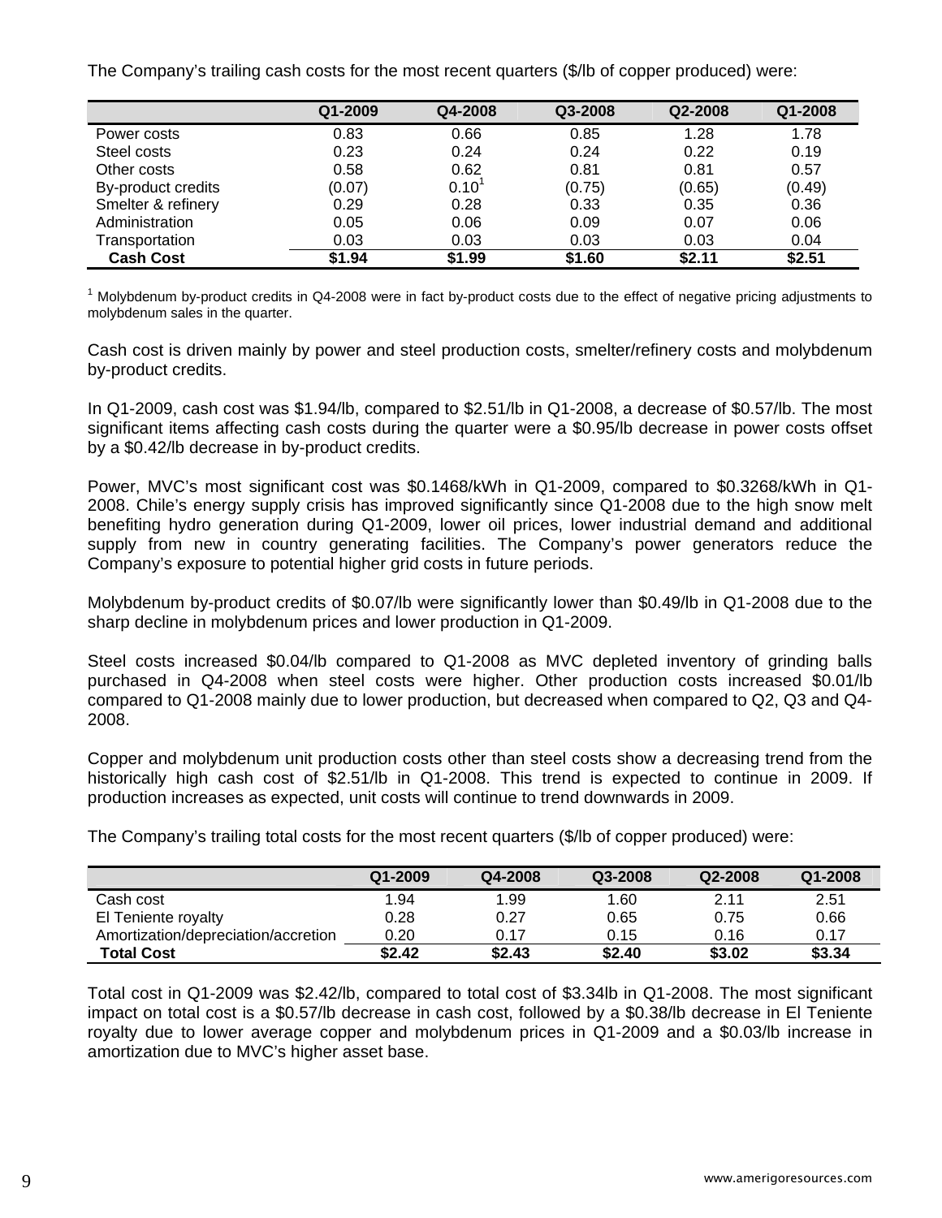The Company's trailing cash costs for the most recent quarters ($/lb of copper produced) were:

| | Q1-2009 | Q4-2008 | Q3-2008 | Q2-2008 | Q1-2008 |
|---|---|---|---|---|---|
| Power costs | 0.83 | 0.66 | 0.85 | 1.28 | 1.78 |
| Steel costs | 0.23 | 0.24 | 0.24 | 0.22 | 0.19 |
| Other costs | 0.58 | 0.62 | 0.81 | 0.81 | 0.57 |
| By-product credits | (0.07) | 0.10[1] | (0.75) | (0.65) | (0.49) |
| Smelter & refinery | 0.29 | 0.28 | 0.33 | 0.35 | 0.36 |
| Administration | 0.05 | 0.06 | 0.09 | 0.07 | 0.06 |
| Transportation | 0.03 | 0.03 | 0.03 | 0.03 | 0.04 |
| **Cash Cost** | **$1.94** | **$1.99** | **$1.60** | **$2.11** | **$2.51** |

[1] Molybdenum by-product credits in Q4-2008 were in fact by-product costs due to the effect of negative pricing adjustments to molybdenum sales in the quarter.

Cash cost is driven mainly by power and steel production costs, smelter/refinery costs and molybdenum by-product credits.

In Q1-2009, cash cost was $1.94/lb, compared to $2.51/lb in Q1-2008, a decrease of $0.57/lb. The most significant items affecting cash costs during the quarter were a $0.95/lb decrease in power costs offset by a $0.42/lb decrease in by-product credits.

Power, MVC's most significant cost was $0.1468/kWh in Q1-2009, compared to $0.3268/kWh in Q1-2008. Chile's energy supply crisis has improved significantly since Q1-2008 due to the high snow melt benefiting hydro generation during Q1-2009, lower oil prices, lower industrial demand and additional supply from new in country generating facilities. The Company's power generators reduce the Company's exposure to potential higher grid costs in future periods.

Molybdenum by-product credits of $0.07/lb were significantly lower than $0.49/lb in Q1-2008 due to the sharp decline in molybdenum prices and lower production in Q1-2009.

Steel costs increased $0.04/lb compared to Q1-2008 as MVC depleted inventory of grinding balls purchased in Q4-2008 when steel costs were higher. Other production costs increased $0.01/lb compared to Q1-2008 mainly due to lower production, but decreased when compared to Q2, Q3 and Q4-2008.

Copper and molybdenum unit production costs other than steel costs show a decreasing trend from the historically high cash cost of $2.51/lb in Q1-2008. This trend is expected to continue in 2009. If production increases as expected, unit costs will continue to trend downwards in 2009.

The Company's trailing total costs for the most recent quarters ($/lb of copper produced) were:

| | Q1-2009 | Q4-2008 | Q3-2008 | Q2-2008 | Q1-2008 |
|---|---|---|---|---|---|
| Cash cost | 1.94 | 1.99 | 1.60 | 2.11 | 2.51 |
| El Teniente royalty | 0.28 | 0.27 | 0.65 | 0.75 | 0.66 |
| Amortization/depreciation/accretion | 0.20 | 0.17 | 0.15 | 0.16 | 0.17 |
| **Total Cost** | **$2.42** | **$2.43** | **$2.40** | **$3.02** | **$3.34** |

Total cost in Q1-2009 was $2.42/lb, compared to total cost of $3.34lb in Q1-2008. The most significant impact on total cost is a $0.57/lb decrease in cash cost, followed by a $0.38/lb decrease in El Teniente royalty due to lower average copper and molybdenum prices in Q1-2009 and a $0.03/lb increase in amortization due to MVC's higher asset base.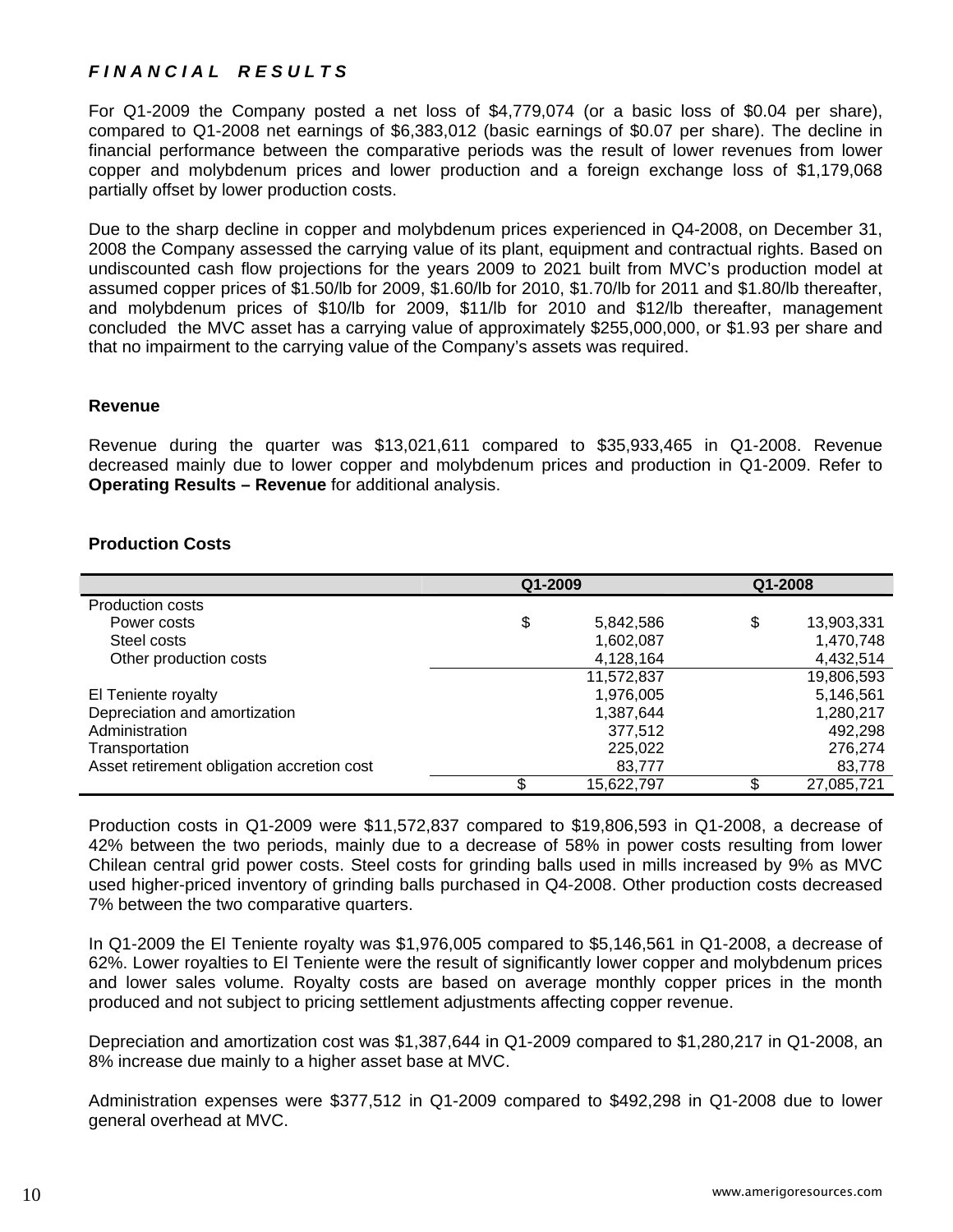## *FINANCIAL RESULTS*

For Q1-2009 the Company posted a net loss of $4,779,074 (or a basic loss of $0.04 per share), compared to Q1-2008 net earnings of $6,383,012 (basic earnings of $0.07 per share). The decline in financial performance between the comparative periods was the result of lower revenues from lower copper and molybdenum prices and lower production and a foreign exchange loss of $1,179,068 partially offset by lower production costs.

Due to the sharp decline in copper and molybdenum prices experienced in Q4-2008, on December 31, 2008 the Company assessed the carrying value of its plant, equipment and contractual rights. Based on undiscounted cash flow projections for the years 2009 to 2021 built from MVC's production model at assumed copper prices of $1.50/lb for 2009, $1.60/lb for 2010, $1.70/lb for 2011 and $1.80/lb thereafter, and molybdenum prices of $10/lb for 2009, $11/lb for 2010 and $12/lb thereafter, management concluded the MVC asset has a carrying value of approximately $255,000,000, or $1.93 per share and that no impairment to the carrying value of the Company's assets was required.

**Revenue**

Revenue during the quarter was $13,021,611 compared to $35,933,465 in Q1-2008. Revenue decreased mainly due to lower copper and molybdenum prices and production in Q1-2009. Refer to **Operating Results – Revenue** for additional analysis.

**Production Costs**

| | Q1-2009 | Q1-2008 |
|---|---|---|
| Production costs | | |
| Power costs | $ 5,842,586 | $ 13,903,331 |
| Steel costs | 1,602,087 | 1,470,748 |
| Other production costs | 4,128,164 | 4,432,514 |
| | 11,572,837 | 19,806,593 |
| El Teniente royalty | 1,976,005 | 5,146,561 |
| Depreciation and amortization | 1,387,644 | 1,280,217 |
| Administration | 377,512 | 492,298 |
| Transportation | 225,022 | 276,274 |
| Asset retirement obligation accretion cost | 83,777 | 83,778 |
| | $ 15,622,797 | $ 27,085,721 |

Production costs in Q1-2009 were $11,572,837 compared to $19,806,593 in Q1-2008, a decrease of 42% between the two periods, mainly due to a decrease of 58% in power costs resulting from lower Chilean central grid power costs. Steel costs for grinding balls used in mills increased by 9% as MVC used higher-priced inventory of grinding balls purchased in Q4-2008. Other production costs decreased 7% between the two comparative quarters.

In Q1-2009 the El Teniente royalty was $1,976,005 compared to $5,146,561 in Q1-2008, a decrease of 62%. Lower royalties to El Teniente were the result of significantly lower copper and molybdenum prices and lower sales volume. Royalty costs are based on average monthly copper prices in the month produced and not subject to pricing settlement adjustments affecting copper revenue.

Depreciation and amortization cost was $1,387,644 in Q1-2009 compared to $1,280,217 in Q1-2008, an 8% increase due mainly to a higher asset base at MVC.

Administration expenses were $377,512 in Q1-2009 compared to $492,298 in Q1-2008 due to lower general overhead at MVC.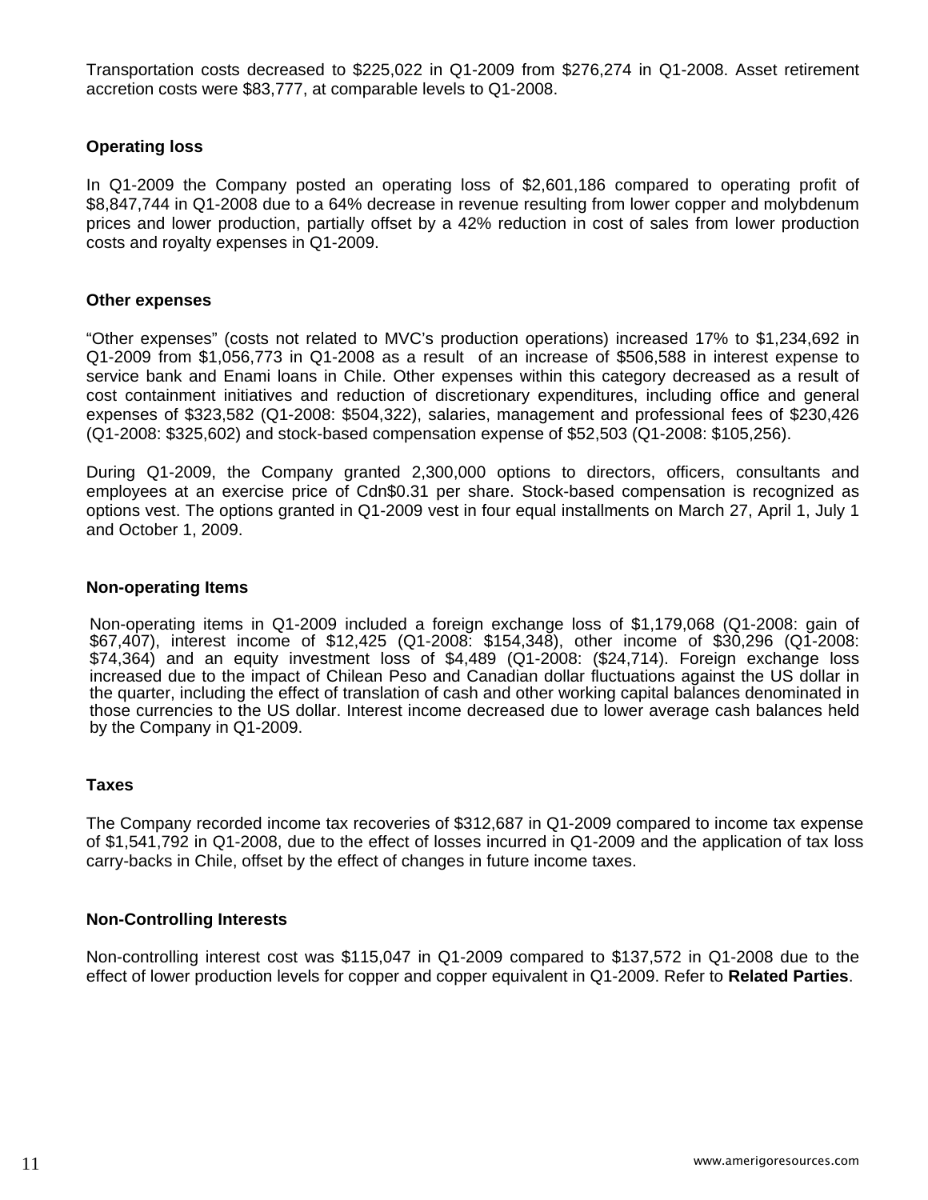Transportation costs decreased to $225,022 in Q1-2009 from $276,274 in Q1-2008. Asset retirement accretion costs were $83,777, at comparable levels to Q1-2008.

### Operating loss

In Q1-2009 the Company posted an operating loss of $2,601,186 compared to operating profit of $8,847,744 in Q1-2008 due to a 64% decrease in revenue resulting from lower copper and molybdenum prices and lower production, partially offset by a 42% reduction in cost of sales from lower production costs and royalty expenses in Q1-2009.

### Other expenses

"Other expenses" (costs not related to MVC's production operations) increased 17% to $1,234,692 in Q1-2009 from $1,056,773 in Q1-2008 as a result of an increase of $506,588 in interest expense to service bank and Enami loans in Chile. Other expenses within this category decreased as a result of cost containment initiatives and reduction of discretionary expenditures, including office and general expenses of $323,582 (Q1-2008: $504,322), salaries, management and professional fees of $230,426 (Q1-2008: $325,602) and stock-based compensation expense of $52,503 (Q1-2008: $105,256).

During Q1-2009, the Company granted 2,300,000 options to directors, officers, consultants and employees at an exercise price of Cdn$0.31 per share. Stock-based compensation is recognized as options vest. The options granted in Q1-2009 vest in four equal installments on March 27, April 1, July 1 and October 1, 2009.

### Non-operating Items

Non-operating items in Q1-2009 included a foreign exchange loss of $1,179,068 (Q1-2008: gain of $67,407), interest income of $12,425 (Q1-2008: $154,348), other income of $30,296 (Q1-2008: $74,364) and an equity investment loss of $4,489 (Q1-2008: ($24,714). Foreign exchange loss increased due to the impact of Chilean Peso and Canadian dollar fluctuations against the US dollar in the quarter, including the effect of translation of cash and other working capital balances denominated in those currencies to the US dollar. Interest income decreased due to lower average cash balances held by the Company in Q1-2009.

### Taxes

The Company recorded income tax recoveries of $312,687 in Q1-2009 compared to income tax expense of $1,541,792 in Q1-2008, due to the effect of losses incurred in Q1-2009 and the application of tax loss carry-backs in Chile, offset by the effect of changes in future income taxes.

### Non-Controlling Interests

Non-controlling interest cost was $115,047 in Q1-2009 compared to $137,572 in Q1-2008 due to the effect of lower production levels for copper and copper equivalent in Q1-2009. Refer to **Related Parties**.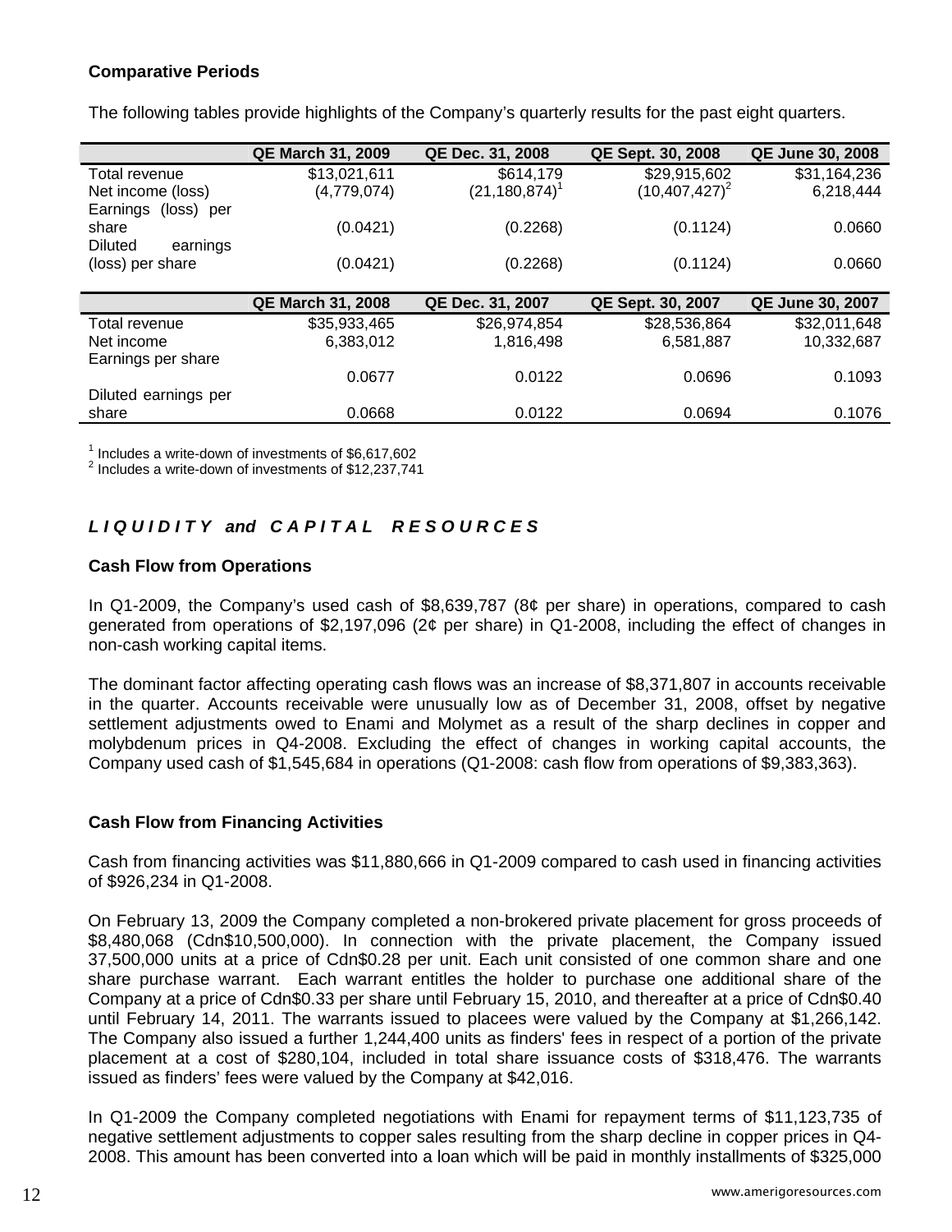**Comparative Periods**

The following tables provide highlights of the Company's quarterly results for the past eight quarters.

| | QE March 31, 2009 | QE Dec. 31, 2008 | QE Sept. 30, 2008 | QE June 30, 2008 |
|---|---|---|---|---|
| Total revenue | $13,021,611 | $614,179 | $29,915,602 | $31,164,236 |
| Net income (loss) | (4,779,074) | (21,180,874)[1] | (10,407,427)[2] | 6,218,444 |
| Earnings (loss) per share | (0.0421) | (0.2268) | (0.1124) | 0.0660 |
| Diluted earnings (loss) per share | (0.0421) | (0.2268) | (0.1124) | 0.0660 |

| | QE March 31, 2008 | QE Dec. 31, 2007 | QE Sept. 30, 2007 | QE June 30, 2007 |
|---|---|---|---|---|
| Total revenue | $35,933,465 | $26,974,854 | $28,536,864 | $32,011,648 |
| Net income | 6,383,012 | 1,816,498 | 6,581,887 | 10,332,687 |
| Earnings per share | 0.0677 | 0.0122 | 0.0696 | 0.1093 |
| Diluted earnings per share | 0.0668 | 0.0122 | 0.0694 | 0.1076 |

[1] Includes a write-down of investments of $6,617,602
[2] Includes a write-down of investments of $12,237,741

## *LIQUIDITY and CAPITAL RESOURCES*

**Cash Flow from Operations**

In Q1-2009, the Company's used cash of $8,639,787 (8¢ per share) in operations, compared to cash generated from operations of $2,197,096 (2¢ per share) in Q1-2008, including the effect of changes in non-cash working capital items.

The dominant factor affecting operating cash flows was an increase of $8,371,807 in accounts receivable in the quarter. Accounts receivable were unusually low as of December 31, 2008, offset by negative settlement adjustments owed to Enami and Molymet as a result of the sharp declines in copper and molybdenum prices in Q4-2008. Excluding the effect of changes in working capital accounts, the Company used cash of $1,545,684 in operations (Q1-2008: cash flow from operations of $9,383,363).

**Cash Flow from Financing Activities**

Cash from financing activities was $11,880,666 in Q1-2009 compared to cash used in financing activities of $926,234 in Q1-2008.

On February 13, 2009 the Company completed a non-brokered private placement for gross proceeds of $8,480,068 (Cdn$10,500,000). In connection with the private placement, the Company issued 37,500,000 units at a price of Cdn$0.28 per unit. Each unit consisted of one common share and one share purchase warrant. Each warrant entitles the holder to purchase one additional share of the Company at a price of Cdn$0.33 per share until February 15, 2010, and thereafter at a price of Cdn$0.40 until February 14, 2011. The warrants issued to placees were valued by the Company at $1,266,142. The Company also issued a further 1,244,400 units as finders' fees in respect of a portion of the private placement at a cost of $280,104, included in total share issuance costs of $318,476. The warrants issued as finders' fees were valued by the Company at $42,016.

In Q1-2009 the Company completed negotiations with Enami for repayment terms of $11,123,735 of negative settlement adjustments to copper sales resulting from the sharp decline in copper prices in Q4-2008. This amount has been converted into a loan which will be paid in monthly installments of $325,000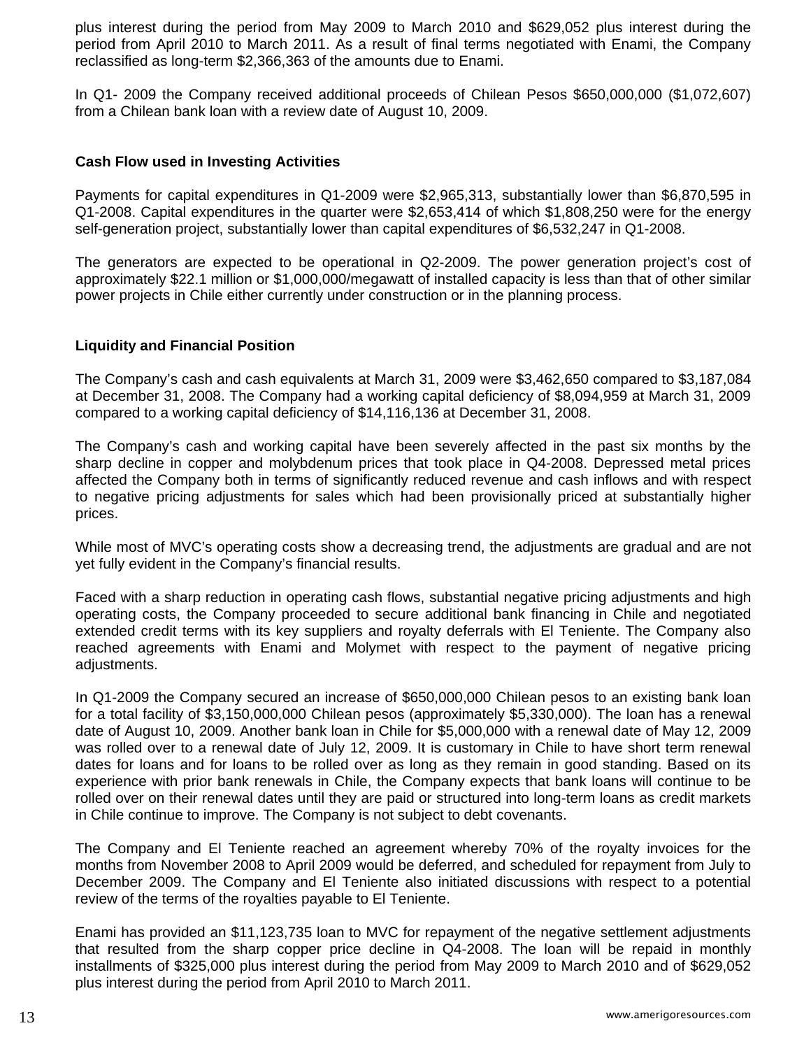plus interest during the period from May 2009 to March 2010 and $629,052 plus interest during the period from April 2010 to March 2011. As a result of final terms negotiated with Enami, the Company reclassified as long-term $2,366,363 of the amounts due to Enami.

In Q1- 2009 the Company received additional proceeds of Chilean Pesos $650,000,000 ($1,072,607) from a Chilean bank loan with a review date of August 10, 2009.

**Cash Flow used in Investing Activities**

Payments for capital expenditures in Q1-2009 were $2,965,313, substantially lower than $6,870,595 in Q1-2008. Capital expenditures in the quarter were $2,653,414 of which $1,808,250 were for the energy self-generation project, substantially lower than capital expenditures of $6,532,247 in Q1-2008.

The generators are expected to be operational in Q2-2009. The power generation project's cost of approximately $22.1 million or $1,000,000/megawatt of installed capacity is less than that of other similar power projects in Chile either currently under construction or in the planning process.

**Liquidity and Financial Position**

The Company's cash and cash equivalents at March 31, 2009 were $3,462,650 compared to $3,187,084 at December 31, 2008. The Company had a working capital deficiency of $8,094,959 at March 31, 2009 compared to a working capital deficiency of $14,116,136 at December 31, 2008.

The Company's cash and working capital have been severely affected in the past six months by the sharp decline in copper and molybdenum prices that took place in Q4-2008. Depressed metal prices affected the Company both in terms of significantly reduced revenue and cash inflows and with respect to negative pricing adjustments for sales which had been provisionally priced at substantially higher prices.

While most of MVC's operating costs show a decreasing trend, the adjustments are gradual and are not yet fully evident in the Company's financial results.

Faced with a sharp reduction in operating cash flows, substantial negative pricing adjustments and high operating costs, the Company proceeded to secure additional bank financing in Chile and negotiated extended credit terms with its key suppliers and royalty deferrals with El Teniente. The Company also reached agreements with Enami and Molymet with respect to the payment of negative pricing adjustments.

In Q1-2009 the Company secured an increase of $650,000,000 Chilean pesos to an existing bank loan for a total facility of $3,150,000,000 Chilean pesos (approximately $5,330,000). The loan has a renewal date of August 10, 2009. Another bank loan in Chile for $5,000,000 with a renewal date of May 12, 2009 was rolled over to a renewal date of July 12, 2009. It is customary in Chile to have short term renewal dates for loans and for loans to be rolled over as long as they remain in good standing. Based on its experience with prior bank renewals in Chile, the Company expects that bank loans will continue to be rolled over on their renewal dates until they are paid or structured into long-term loans as credit markets in Chile continue to improve. The Company is not subject to debt covenants.

The Company and El Teniente reached an agreement whereby 70% of the royalty invoices for the months from November 2008 to April 2009 would be deferred, and scheduled for repayment from July to December 2009. The Company and El Teniente also initiated discussions with respect to a potential review of the terms of the royalties payable to El Teniente.

Enami has provided an $11,123,735 loan to MVC for repayment of the negative settlement adjustments that resulted from the sharp copper price decline in Q4-2008. The loan will be repaid in monthly installments of $325,000 plus interest during the period from May 2009 to March 2010 and of $629,052 plus interest during the period from April 2010 to March 2011.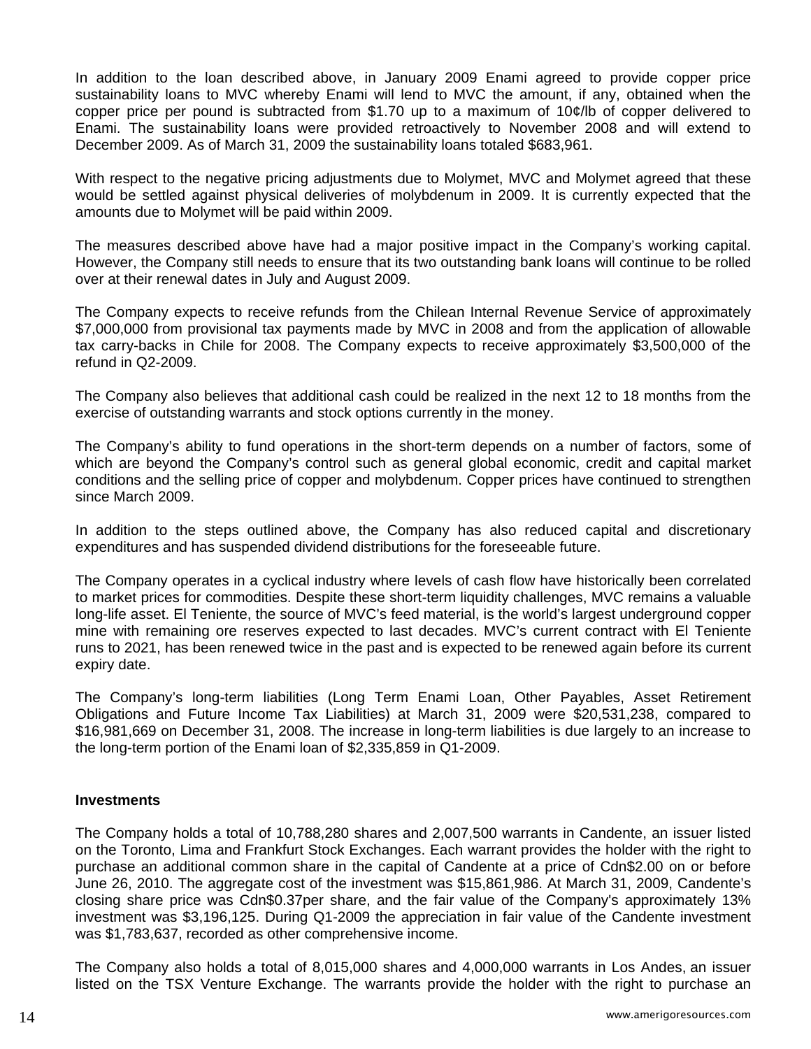In addition to the loan described above, in January 2009 Enami agreed to provide copper price sustainability loans to MVC whereby Enami will lend to MVC the amount, if any, obtained when the copper price per pound is subtracted from $1.70 up to a maximum of 10¢/lb of copper delivered to Enami. The sustainability loans were provided retroactively to November 2008 and will extend to December 2009. As of March 31, 2009 the sustainability loans totaled $683,961.

With respect to the negative pricing adjustments due to Molymet, MVC and Molymet agreed that these would be settled against physical deliveries of molybdenum in 2009. It is currently expected that the amounts due to Molymet will be paid within 2009.

The measures described above have had a major positive impact in the Company's working capital. However, the Company still needs to ensure that its two outstanding bank loans will continue to be rolled over at their renewal dates in July and August 2009.

The Company expects to receive refunds from the Chilean Internal Revenue Service of approximately $7,000,000 from provisional tax payments made by MVC in 2008 and from the application of allowable tax carry-backs in Chile for 2008. The Company expects to receive approximately $3,500,000 of the refund in Q2-2009.

The Company also believes that additional cash could be realized in the next 12 to 18 months from the exercise of outstanding warrants and stock options currently in the money.

The Company's ability to fund operations in the short-term depends on a number of factors, some of which are beyond the Company's control such as general global economic, credit and capital market conditions and the selling price of copper and molybdenum. Copper prices have continued to strengthen since March 2009.

In addition to the steps outlined above, the Company has also reduced capital and discretionary expenditures and has suspended dividend distributions for the foreseeable future.

The Company operates in a cyclical industry where levels of cash flow have historically been correlated to market prices for commodities. Despite these short-term liquidity challenges, MVC remains a valuable long-life asset. El Teniente, the source of MVC's feed material, is the world's largest underground copper mine with remaining ore reserves expected to last decades. MVC's current contract with El Teniente runs to 2021, has been renewed twice in the past and is expected to be renewed again before its current expiry date.

The Company's long-term liabilities (Long Term Enami Loan, Other Payables, Asset Retirement Obligations and Future Income Tax Liabilities) at March 31, 2009 were $20,531,238, compared to $16,981,669 on December 31, 2008. The increase in long-term liabilities is due largely to an increase to the long-term portion of the Enami loan of $2,335,859 in Q1-2009.

**Investments**

The Company holds a total of 10,788,280 shares and 2,007,500 warrants in Candente, an issuer listed on the Toronto, Lima and Frankfurt Stock Exchanges. Each warrant provides the holder with the right to purchase an additional common share in the capital of Candente at a price of Cdn$2.00 on or before June 26, 2010. The aggregate cost of the investment was $15,861,986. At March 31, 2009, Candente's closing share price was Cdn$0.37per share, and the fair value of the Company's approximately 13% investment was $3,196,125. During Q1-2009 the appreciation in fair value of the Candente investment was $1,783,637, recorded as other comprehensive income.

The Company also holds a total of 8,015,000 shares and 4,000,000 warrants in Los Andes, an issuer listed on the TSX Venture Exchange. The warrants provide the holder with the right to purchase an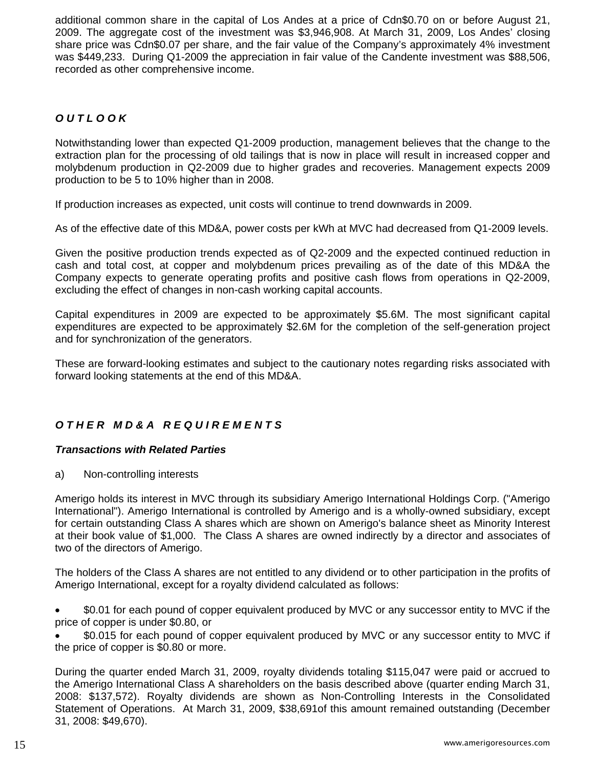additional common share in the capital of Los Andes at a price of Cdn$0.70 on or before August 21, 2009. The aggregate cost of the investment was $3,946,908. At March 31, 2009, Los Andes' closing share price was Cdn$0.07 per share, and the fair value of the Company's approximately 4% investment was $449,233. During Q1-2009 the appreciation in fair value of the Candente investment was $88,506, recorded as other comprehensive income.

## ***O U T L O O K***

Notwithstanding lower than expected Q1-2009 production, management believes that the change to the extraction plan for the processing of old tailings that is now in place will result in increased copper and molybdenum production in Q2-2009 due to higher grades and recoveries. Management expects 2009 production to be 5 to 10% higher than in 2008.

If production increases as expected, unit costs will continue to trend downwards in 2009.

As of the effective date of this MD&A, power costs per kWh at MVC had decreased from Q1-2009 levels.

Given the positive production trends expected as of Q2-2009 and the expected continued reduction in cash and total cost, at copper and molybdenum prices prevailing as of the date of this MD&A the Company expects to generate operating profits and positive cash flows from operations in Q2-2009, excluding the effect of changes in non-cash working capital accounts.

Capital expenditures in 2009 are expected to be approximately $5.6M. The most significant capital expenditures are expected to be approximately $2.6M for the completion of the self-generation project and for synchronization of the generators.

These are forward-looking estimates and subject to the cautionary notes regarding risks associated with forward looking statements at the end of this MD&A.

## ***O T H E R   M D & A   R E Q U I R E M E N T S***

### ***Transactions with Related Parties***

a) Non-controlling interests

Amerigo holds its interest in MVC through its subsidiary Amerigo International Holdings Corp. ("Amerigo International"). Amerigo International is controlled by Amerigo and is a wholly-owned subsidiary, except for certain outstanding Class A shares which are shown on Amerigo's balance sheet as Minority Interest at their book value of $1,000. The Class A shares are owned indirectly by a director and associates of two of the directors of Amerigo.

The holders of the Class A shares are not entitled to any dividend or to other participation in the profits of Amerigo International, except for a royalty dividend calculated as follows:

- $0.01 for each pound of copper equivalent produced by MVC or any successor entity to MVC if the price of copper is under $0.80, or
- $0.015 for each pound of copper equivalent produced by MVC or any successor entity to MVC if the price of copper is $0.80 or more.

During the quarter ended March 31, 2009, royalty dividends totaling $115,047 were paid or accrued to the Amerigo International Class A shareholders on the basis described above (quarter ending March 31, 2008: $137,572). Royalty dividends are shown as Non-Controlling Interests in the Consolidated Statement of Operations. At March 31, 2009, $38,691of this amount remained outstanding (December 31, 2008: $49,670).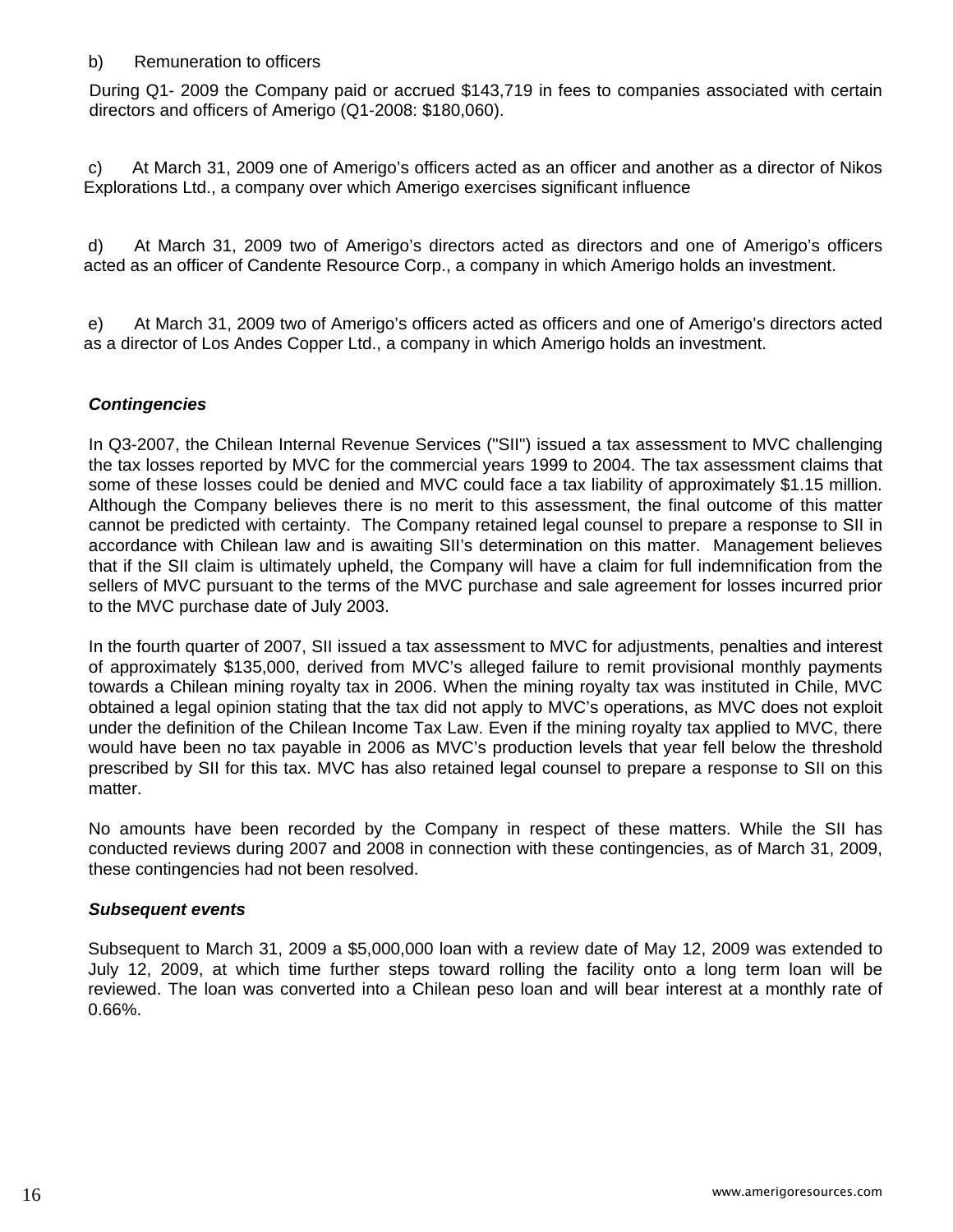b) Remuneration to officers

During Q1- 2009 the Company paid or accrued $143,719 in fees to companies associated with certain directors and officers of Amerigo (Q1-2008: $180,060).

c) At March 31, 2009 one of Amerigo's officers acted as an officer and another as a director of Nikos Explorations Ltd., a company over which Amerigo exercises significant influence

d) At March 31, 2009 two of Amerigo's directors acted as directors and one of Amerigo's officers acted as an officer of Candente Resource Corp., a company in which Amerigo holds an investment.

e) At March 31, 2009 two of Amerigo's officers acted as officers and one of Amerigo's directors acted as a director of Los Andes Copper Ltd., a company in which Amerigo holds an investment.

***Contingencies***

In Q3-2007, the Chilean Internal Revenue Services ("SII") issued a tax assessment to MVC challenging the tax losses reported by MVC for the commercial years 1999 to 2004. The tax assessment claims that some of these losses could be denied and MVC could face a tax liability of approximately $1.15 million. Although the Company believes there is no merit to this assessment, the final outcome of this matter cannot be predicted with certainty. The Company retained legal counsel to prepare a response to SII in accordance with Chilean law and is awaiting SII's determination on this matter. Management believes that if the SII claim is ultimately upheld, the Company will have a claim for full indemnification from the sellers of MVC pursuant to the terms of the MVC purchase and sale agreement for losses incurred prior to the MVC purchase date of July 2003.

In the fourth quarter of 2007, SII issued a tax assessment to MVC for adjustments, penalties and interest of approximately $135,000, derived from MVC's alleged failure to remit provisional monthly payments towards a Chilean mining royalty tax in 2006. When the mining royalty tax was instituted in Chile, MVC obtained a legal opinion stating that the tax did not apply to MVC's operations, as MVC does not exploit under the definition of the Chilean Income Tax Law. Even if the mining royalty tax applied to MVC, there would have been no tax payable in 2006 as MVC's production levels that year fell below the threshold prescribed by SII for this tax. MVC has also retained legal counsel to prepare a response to SII on this matter.

No amounts have been recorded by the Company in respect of these matters. While the SII has conducted reviews during 2007 and 2008 in connection with these contingencies, as of March 31, 2009, these contingencies had not been resolved.

***Subsequent events***

Subsequent to March 31, 2009 a $5,000,000 loan with a review date of May 12, 2009 was extended to July 12, 2009, at which time further steps toward rolling the facility onto a long term loan will be reviewed. The loan was converted into a Chilean peso loan and will bear interest at a monthly rate of 0.66%.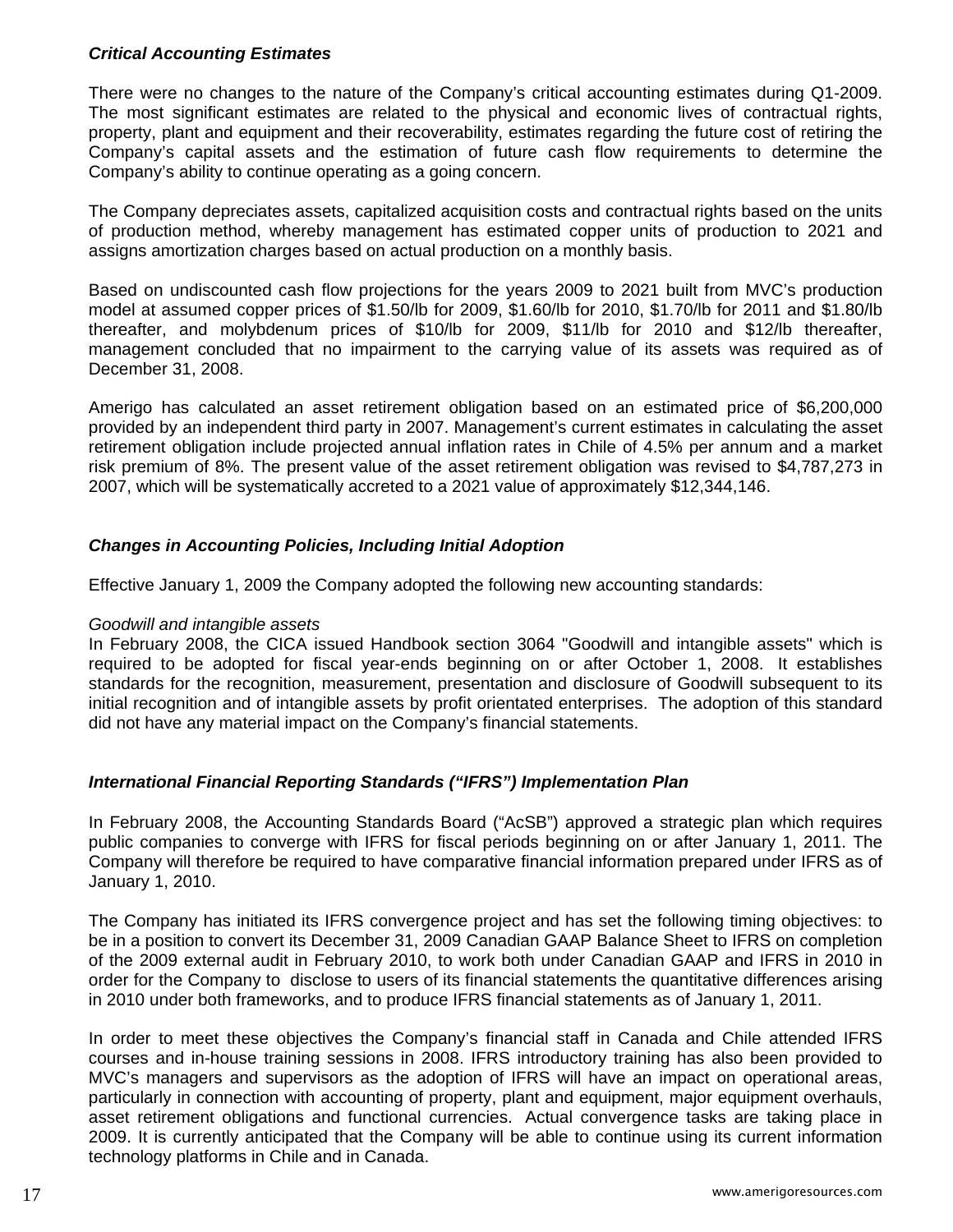### *Critical Accounting Estimates*

There were no changes to the nature of the Company's critical accounting estimates during Q1-2009. The most significant estimates are related to the physical and economic lives of contractual rights, property, plant and equipment and their recoverability, estimates regarding the future cost of retiring the Company's capital assets and the estimation of future cash flow requirements to determine the Company's ability to continue operating as a going concern.

The Company depreciates assets, capitalized acquisition costs and contractual rights based on the units of production method, whereby management has estimated copper units of production to 2021 and assigns amortization charges based on actual production on a monthly basis.

Based on undiscounted cash flow projections for the years 2009 to 2021 built from MVC's production model at assumed copper prices of $1.50/lb for 2009, $1.60/lb for 2010, $1.70/lb for 2011 and $1.80/lb thereafter, and molybdenum prices of $10/lb for 2009, $11/lb for 2010 and $12/lb thereafter, management concluded that no impairment to the carrying value of its assets was required as of December 31, 2008.

Amerigo has calculated an asset retirement obligation based on an estimated price of $6,200,000 provided by an independent third party in 2007. Management's current estimates in calculating the asset retirement obligation include projected annual inflation rates in Chile of 4.5% per annum and a market risk premium of 8%. The present value of the asset retirement obligation was revised to $4,787,273 in 2007, which will be systematically accreted to a 2021 value of approximately $12,344,146.

### *Changes in Accounting Policies, Including Initial Adoption*

Effective January 1, 2009 the Company adopted the following new accounting standards:

*Goodwill and intangible assets*
In February 2008, the CICA issued Handbook section 3064 "Goodwill and intangible assets" which is required to be adopted for fiscal year-ends beginning on or after October 1, 2008. It establishes standards for the recognition, measurement, presentation and disclosure of Goodwill subsequent to its initial recognition and of intangible assets by profit orientated enterprises. The adoption of this standard did not have any material impact on the Company's financial statements.

### *International Financial Reporting Standards ("IFRS") Implementation Plan*

In February 2008, the Accounting Standards Board ("AcSB") approved a strategic plan which requires public companies to converge with IFRS for fiscal periods beginning on or after January 1, 2011. The Company will therefore be required to have comparative financial information prepared under IFRS as of January 1, 2010.

The Company has initiated its IFRS convergence project and has set the following timing objectives: to be in a position to convert its December 31, 2009 Canadian GAAP Balance Sheet to IFRS on completion of the 2009 external audit in February 2010, to work both under Canadian GAAP and IFRS in 2010 in order for the Company to disclose to users of its financial statements the quantitative differences arising in 2010 under both frameworks, and to produce IFRS financial statements as of January 1, 2011.

In order to meet these objectives the Company's financial staff in Canada and Chile attended IFRS courses and in-house training sessions in 2008. IFRS introductory training has also been provided to MVC's managers and supervisors as the adoption of IFRS will have an impact on operational areas, particularly in connection with accounting of property, plant and equipment, major equipment overhauls, asset retirement obligations and functional currencies. Actual convergence tasks are taking place in 2009. It is currently anticipated that the Company will be able to continue using its current information technology platforms in Chile and in Canada.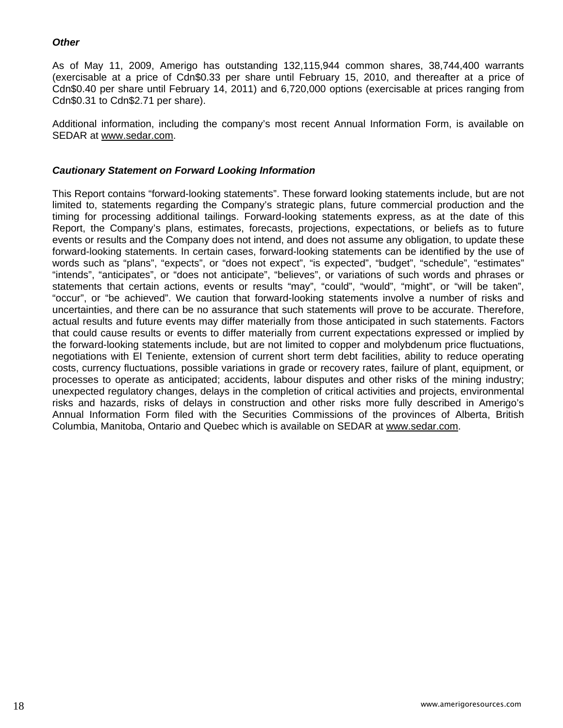***Other***

As of May 11, 2009, Amerigo has outstanding 132,115,944 common shares, 38,744,400 warrants (exercisable at a price of Cdn$0.33 per share until February 15, 2010, and thereafter at a price of Cdn$0.40 per share until February 14, 2011) and 6,720,000 options (exercisable at prices ranging from Cdn$0.31 to Cdn$2.71 per share).

Additional information, including the company's most recent Annual Information Form, is available on SEDAR at www.sedar.com.

***Cautionary Statement on Forward Looking Information***

This Report contains "forward-looking statements". These forward looking statements include, but are not limited to, statements regarding the Company's strategic plans, future commercial production and the timing for processing additional tailings. Forward-looking statements express, as at the date of this Report, the Company's plans, estimates, forecasts, projections, expectations, or beliefs as to future events or results and the Company does not intend, and does not assume any obligation, to update these forward-looking statements. In certain cases, forward-looking statements can be identified by the use of words such as "plans", "expects", or "does not expect", "is expected", "budget", "schedule", "estimates" "intends", "anticipates", or "does not anticipate", "believes", or variations of such words and phrases or statements that certain actions, events or results "may", "could", "would", "might", or "will be taken", "occur", or "be achieved". We caution that forward-looking statements involve a number of risks and uncertainties, and there can be no assurance that such statements will prove to be accurate. Therefore, actual results and future events may differ materially from those anticipated in such statements. Factors that could cause results or events to differ materially from current expectations expressed or implied by the forward-looking statements include, but are not limited to copper and molybdenum price fluctuations, negotiations with El Teniente, extension of current short term debt facilities, ability to reduce operating costs, currency fluctuations, possible variations in grade or recovery rates, failure of plant, equipment, or processes to operate as anticipated; accidents, labour disputes and other risks of the mining industry; unexpected regulatory changes, delays in the completion of critical activities and projects, environmental risks and hazards, risks of delays in construction and other risks more fully described in Amerigo's Annual Information Form filed with the Securities Commissions of the provinces of Alberta, British Columbia, Manitoba, Ontario and Quebec which is available on SEDAR at www.sedar.com.